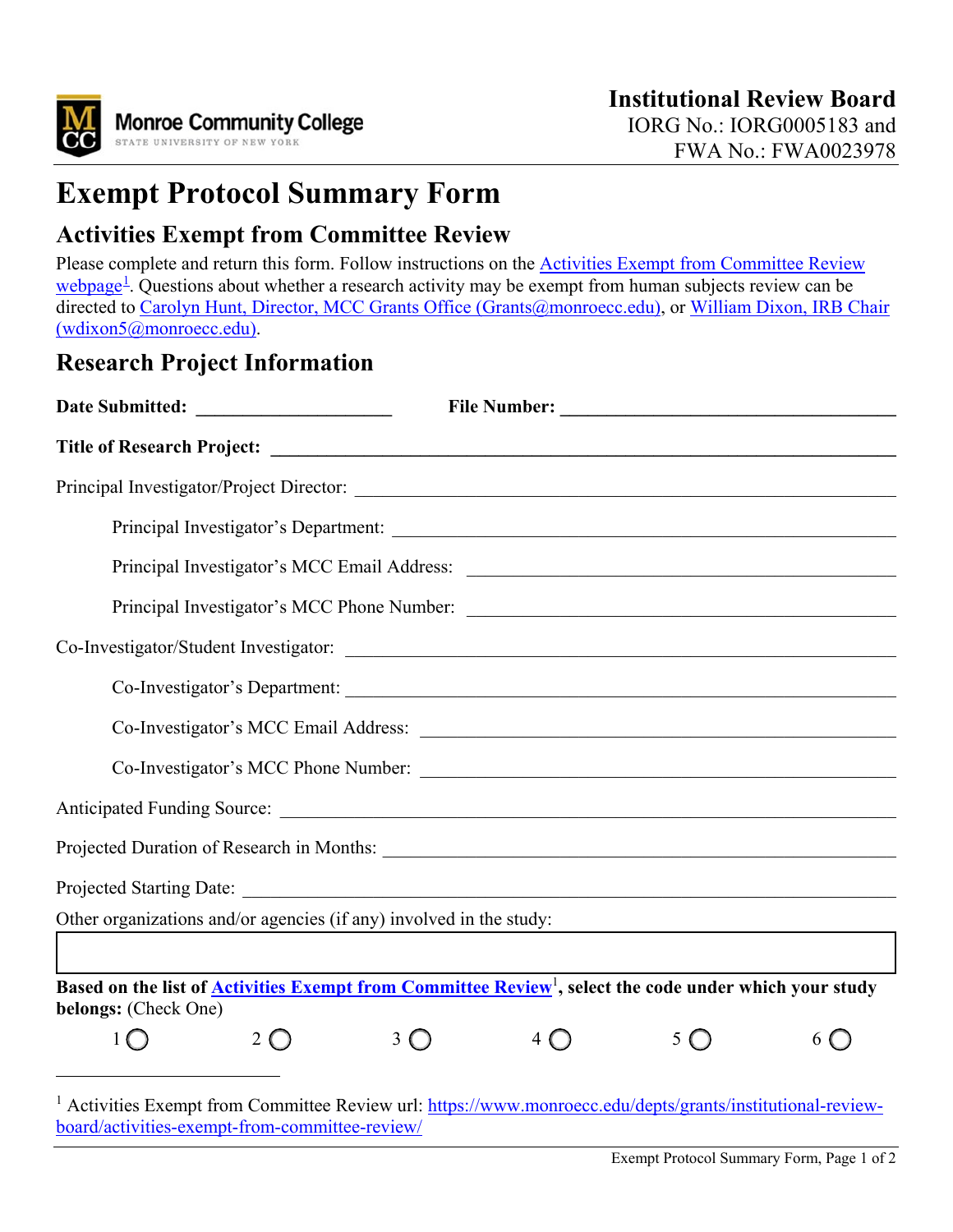**Institutional Review Board**
IORG No.: IORG0005183 and
FWA No.: FWA0023978

# Exempt Protocol Summary Form

## Activities Exempt from Committee Review

Please complete and return this form. Follow instructions on the Activities Exempt from Committee Review webpage[1]. Questions about whether a research activity may be exempt from human subjects review can be directed to Carolyn Hunt, Director, MCC Grants Office (Grants@monroecc.edu), or William Dixon, IRB Chair (wdixon5@monroecc.edu).

## Research Project Information

**Date Submitted:** ____________________ **File Number:** ______________________________

**Title of Research Project:** ______________________________________________________

Principal Investigator/Project Director: ______________________________________________

Principal Investigator's Department: ______________________________________________

Principal Investigator's MCC Email Address: ______________________________________________

Principal Investigator's MCC Phone Number: ______________________________________________

Co-Investigator/Student Investigator: ______________________________________________

Co-Investigator's Department: ______________________________________________

Co-Investigator's MCC Email Address: ______________________________________________

Co-Investigator's MCC Phone Number: ______________________________________________

Anticipated Funding Source: ______________________________________________

Projected Duration of Research in Months: ______________________________________________

Projected Starting Date: ______________________________________________

Other organizations and/or agencies (if any) involved in the study:

**Based on the list of Activities Exempt from Committee Review[1], select the code under which your study belongs:** (Check One)

1 ◯ 2 ◯ 3 ◯ 4 ◯ 5 ◯ 6 ◯

[1] Activities Exempt from Committee Review url: https://www.monroecc.edu/depts/grants/institutional-review-board/activities-exempt-from-committee-review/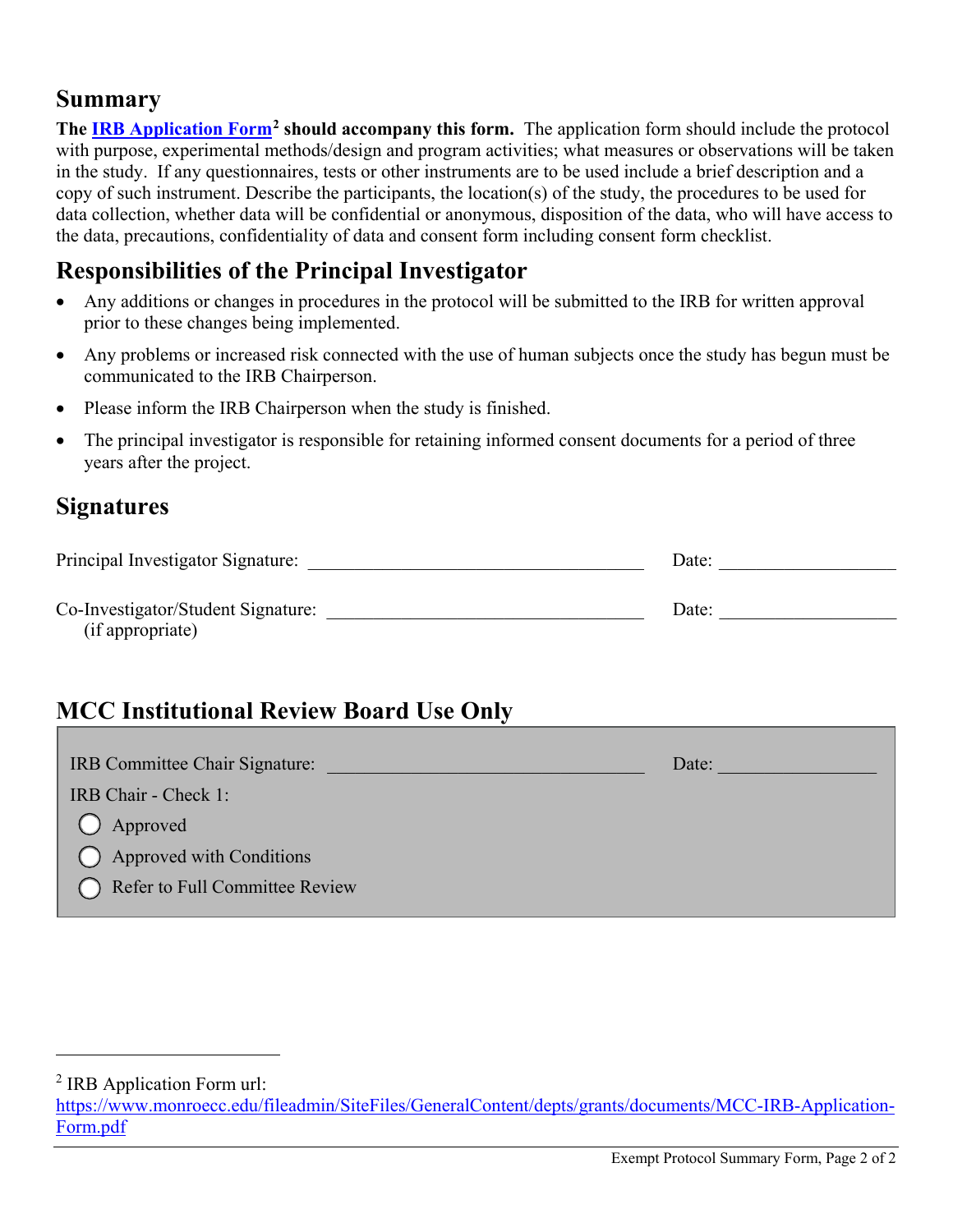## Summary

**The IRB Application Form[2] should accompany this form.** The application form should include the protocol with purpose, experimental methods/design and program activities; what measures or observations will be taken in the study. If any questionnaires, tests or other instruments are to be used include a brief description and a copy of such instrument. Describe the participants, the location(s) of the study, the procedures to be used for data collection, whether data will be confidential or anonymous, disposition of the data, who will have access to the data, precautions, confidentiality of data and consent form including consent form checklist.

## Responsibilities of the Principal Investigator

- Any additions or changes in procedures in the protocol will be submitted to the IRB for written approval prior to these changes being implemented.
- Any problems or increased risk connected with the use of human subjects once the study has begun must be communicated to the IRB Chairperson.
- Please inform the IRB Chairperson when the study is finished.
- The principal investigator is responsible for retaining informed consent documents for a period of three years after the project.

## Signatures

Principal Investigator Signature: ____________________________________ Date: __________________

Co-Investigator/Student Signature: ________________________________ Date: __________________
(if appropriate)

## MCC Institutional Review Board Use Only

IRB Committee Chair Signature: ________________________________ Date: ________________

IRB Chair - Check 1:

- ◯ Approved
- ◯ Approved with Conditions
- ◯ Refer to Full Committee Review

---

[2] IRB Application Form url: https://www.monroecc.edu/fileadmin/SiteFiles/GeneralContent/depts/grants/documents/MCC-IRB-Application-Form.pdf